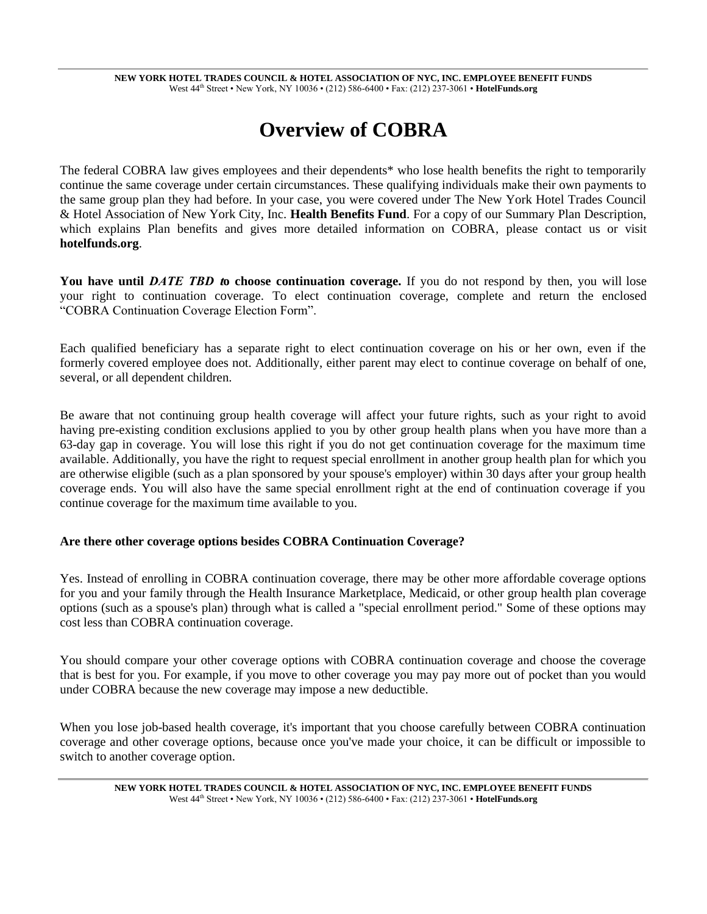# Overview of COBRA

The federal COBRA law gives employees and their dependents* who lose health benefits the right to temporarily continue the same coverage under certain circumstances. These qualifying individuals make their own payments to the same group plan they had before. In your case, you were covered under The New York Hotel Trades Council & Hotel Association of New York City, Inc. **Health Benefits Fund**. For a copy of our Summary Plan Description, which explains Plan benefits and gives more detailed information on COBRA, please contact us or visit **hotelfunds.org**.

**You have until *DATE TBD* to choose continuation coverage.** If you do not respond by then, you will lose your right to continuation coverage. To elect continuation coverage, complete and return the enclosed "COBRA Continuation Coverage Election Form".

Each qualified beneficiary has a separate right to elect continuation coverage on his or her own, even if the formerly covered employee does not. Additionally, either parent may elect to continue coverage on behalf of one, several, or all dependent children.

Be aware that not continuing group health coverage will affect your future rights, such as your right to avoid having pre-existing condition exclusions applied to you by other group health plans when you have more than a 63-day gap in coverage. You will lose this right if you do not get continuation coverage for the maximum time available. Additionally, you have the right to request special enrollment in another group health plan for which you are otherwise eligible (such as a plan sponsored by your spouse's employer) within 30 days after your group health coverage ends. You will also have the same special enrollment right at the end of continuation coverage if you continue coverage for the maximum time available to you.

**Are there other coverage options besides COBRA Continuation Coverage?**

Yes. Instead of enrolling in COBRA continuation coverage, there may be other more affordable coverage options for you and your family through the Health Insurance Marketplace, Medicaid, or other group health plan coverage options (such as a spouse's plan) through what is called a "special enrollment period." Some of these options may cost less than COBRA continuation coverage.

You should compare your other coverage options with COBRA continuation coverage and choose the coverage that is best for you. For example, if you move to other coverage you may pay more out of pocket than you would under COBRA because the new coverage may impose a new deductible.

When you lose job-based health coverage, it's important that you choose carefully between COBRA continuation coverage and other coverage options, because once you've made your choice, it can be difficult or impossible to switch to another coverage option.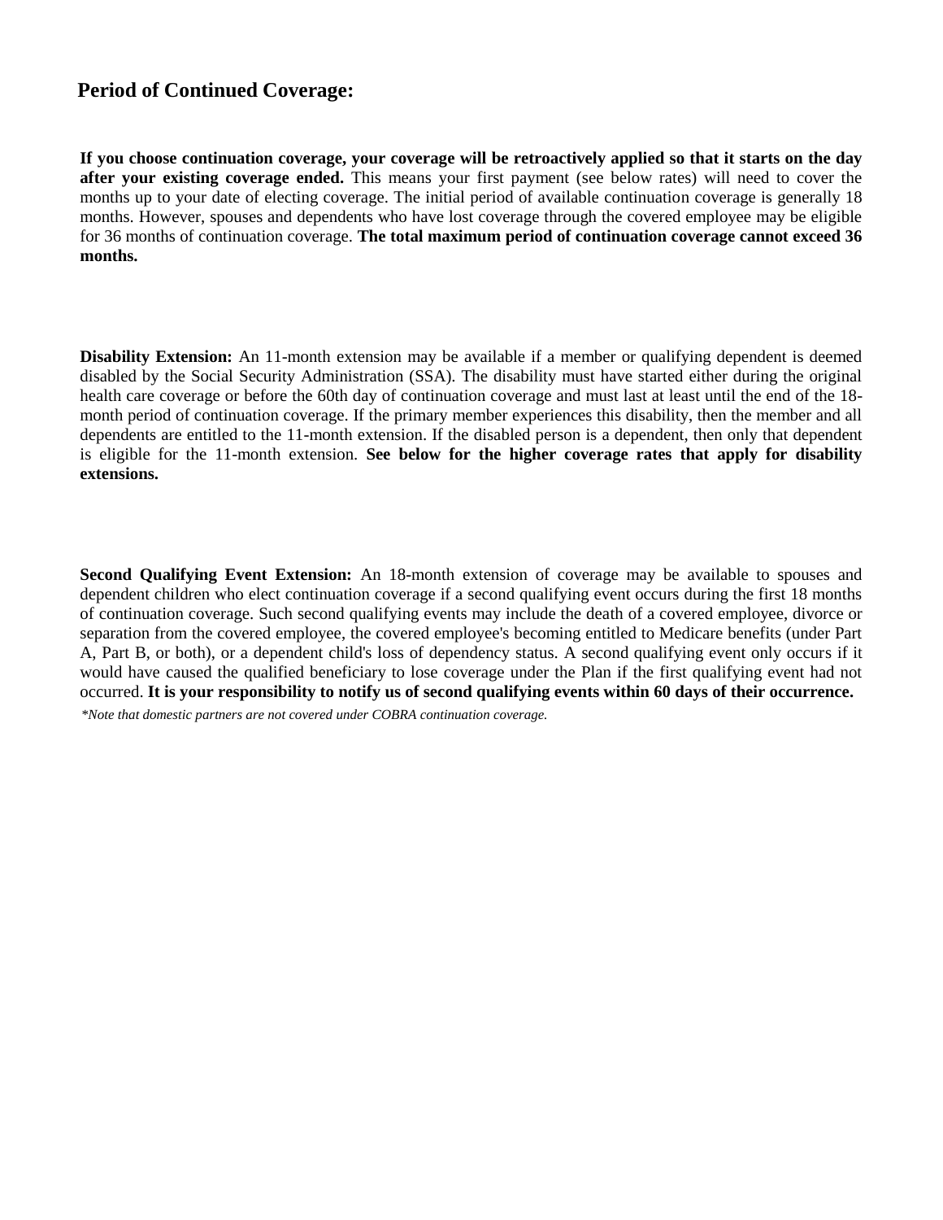## Period of Continued Coverage:

**If you choose continuation coverage, your coverage will be retroactively applied so that it starts on the day after your existing coverage ended.** This means your first payment (see below rates) will need to cover the months up to your date of electing coverage. The initial period of available continuation coverage is generally 18 months. However, spouses and dependents who have lost coverage through the covered employee may be eligible for 36 months of continuation coverage. **The total maximum period of continuation coverage cannot exceed 36 months.**

**Disability Extension:** An 11-month extension may be available if a member or qualifying dependent is deemed disabled by the Social Security Administration (SSA). The disability must have started either during the original health care coverage or before the 60th day of continuation coverage and must last at least until the end of the 18-month period of continuation coverage. If the primary member experiences this disability, then the member and all dependents are entitled to the 11-month extension. If the disabled person is a dependent, then only that dependent is eligible for the 11-month extension. **See below for the higher coverage rates that apply for disability extensions.**

**Second Qualifying Event Extension:** An 18-month extension of coverage may be available to spouses and dependent children who elect continuation coverage if a second qualifying event occurs during the first 18 months of continuation coverage. Such second qualifying events may include the death of a covered employee, divorce or separation from the covered employee, the covered employee's becoming entitled to Medicare benefits (under Part A, Part B, or both), or a dependent child's loss of dependency status. A second qualifying event only occurs if it would have caused the qualified beneficiary to lose coverage under the Plan if the first qualifying event had not occurred. **It is your responsibility to notify us of second qualifying events within 60 days of their occurrence.**

*\*Note that domestic partners are not covered under COBRA continuation coverage.*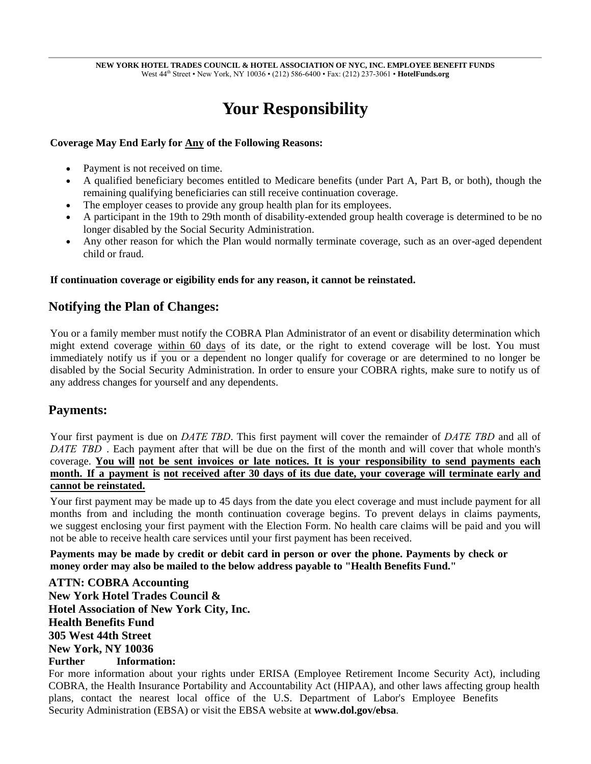# Your Responsibility

**Coverage May End Early for Any of the Following Reasons:**

- Payment is not received on time.
- A qualified beneficiary becomes entitled to Medicare benefits (under Part A, Part B, or both), though the remaining qualifying beneficiaries can still receive continuation coverage.
- The employer ceases to provide any group health plan for its employees.
- A participant in the 19th to 29th month of disability-extended group health coverage is determined to be no longer disabled by the Social Security Administration.
- Any other reason for which the Plan would normally terminate coverage, such as an over-aged dependent child or fraud.

**If continuation coverage or eigibility ends for any reason, it cannot be reinstated.**

## Notifying the Plan of Changes:

You or a family member must notify the COBRA Plan Administrator of an event or disability determination which might extend coverage within 60 days of its date, or the right to extend coverage will be lost. You must immediately notify us if you or a dependent no longer qualify for coverage or are determined to no longer be disabled by the Social Security Administration. In order to ensure your COBRA rights, make sure to notify us of any address changes for yourself and any dependents.

## Payments:

Your first payment is due on *DATE TBD*. This first payment will cover the remainder of *DATE TBD* and all of *DATE TBD* . Each payment after that will be due on the first of the month and will cover that whole month's coverage. **You will not be sent invoices or late notices. It is your responsibility to send payments each month. If a payment is not received after 30 days of its due date, your coverage will terminate early and cannot be reinstated.**

Your first payment may be made up to 45 days from the date you elect coverage and must include payment for all months from and including the month continuation coverage begins. To prevent delays in claims payments, we suggest enclosing your first payment with the Election Form. No health care claims will be paid and you will not be able to receive health care services until your first payment has been received.

**Payments may be made by credit or debit card in person or over the phone. Payments by check or money order may also be mailed to the below address payable to "Health Benefits Fund."**

**ATTN: COBRA Accounting**
**New York Hotel Trades Council &**
**Hotel Association of New York City, Inc.**
**Health Benefits Fund**
**305 West 44th Street**
**New York, NY 10036**

**Further Information:**

For more information about your rights under ERISA (Employee Retirement Income Security Act), including COBRA, the Health Insurance Portability and Accountability Act (HIPAA), and other laws affecting group health plans, contact the nearest local office of the U.S. Department of Labor's Employee Benefits Security Administration (EBSA) or visit the EBSA website at **www.dol.gov/ebsa**.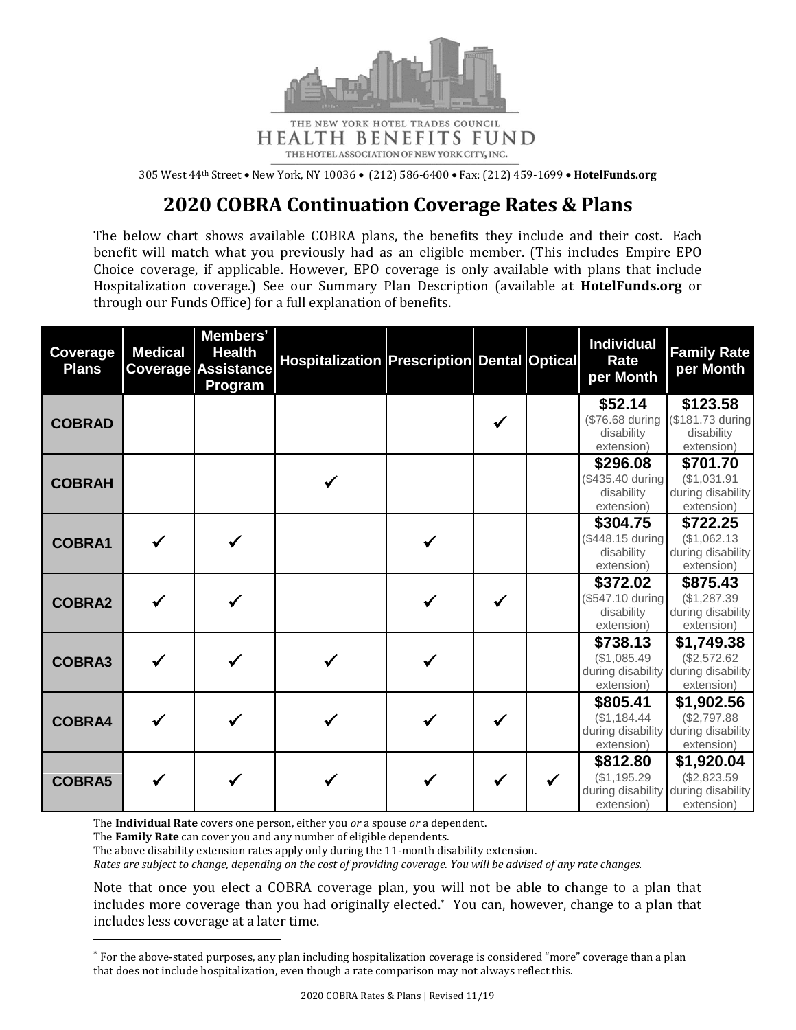THE NEW YORK HOTEL TRADES COUNCIL
HEALTH BENEFITS FUND
THE HOTEL ASSOCIATION OF NEW YORK CITY, INC.

305 West 44th Street • New York, NY 10036 • (212) 586-6400 • Fax: (212) 459-1699 • **HotelFunds.org**

# 2020 COBRA Continuation Coverage Rates & Plans

The below chart shows available COBRA plans, the benefits they include and their cost. Each benefit will match what you previously had as an eligible member. (This includes Empire EPO Choice coverage, if applicable. However, EPO coverage is only available with plans that include Hospitalization coverage.) See our Summary Plan Description (available at **HotelFunds.org** or through our Funds Office) for a full explanation of benefits.

| Coverage Plans | Medical Coverage | Members' Health Assistance Program | Hospitalization | Prescription | Dental | Optical | Individual Rate per Month | Family Rate per Month |
|---|---|---|---|---|---|---|---|---|
| **COBRAD** | | | | | ✓ | | **$52.14** ($76.68 during disability extension) | **$123.58** ($181.73 during disability extension) |
| **COBRAH** | | | ✓ | | | | **$296.08** ($435.40 during disability extension) | **$701.70** ($1,031.91 during disability extension) |
| **COBRA1** | ✓ | ✓ | | ✓ | | | **$304.75** ($448.15 during disability extension) | **$722.25** ($1,062.13 during disability extension) |
| **COBRA2** | ✓ | ✓ | | ✓ | ✓ | | **$372.02** ($547.10 during disability extension) | **$875.43** ($1,287.39 during disability extension) |
| **COBRA3** | ✓ | ✓ | ✓ | ✓ | | | **$738.13** ($1,085.49 during disability extension) | **$1,749.38** ($2,572.62 during disability extension) |
| **COBRA4** | ✓ | ✓ | ✓ | ✓ | ✓ | | **$805.41** ($1,184.44 during disability extension) | **$1,902.56** ($2,797.88 during disability extension) |
| **COBRA5** | ✓ | ✓ | ✓ | ✓ | ✓ | ✓ | **$812.80** ($1,195.29 during disability extension) | **$1,920.04** ($2,823.59 during disability extension) |

The **Individual Rate** covers one person, either you *or* a spouse *or* a dependent.
The **Family Rate** can cover you and any number of eligible dependents.
The above disability extension rates apply only during the 11-month disability extension.
*Rates are subject to change, depending on the cost of providing coverage. You will be advised of any rate changes.*

Note that once you elect a COBRA coverage plan, you will not be able to change to a plan that includes more coverage than you had originally elected.* You can, however, change to a plan that includes less coverage at a later time.

---

* For the above-stated purposes, any plan including hospitalization coverage is considered "more" coverage than a plan that does not include hospitalization, even though a rate comparison may not always reflect this.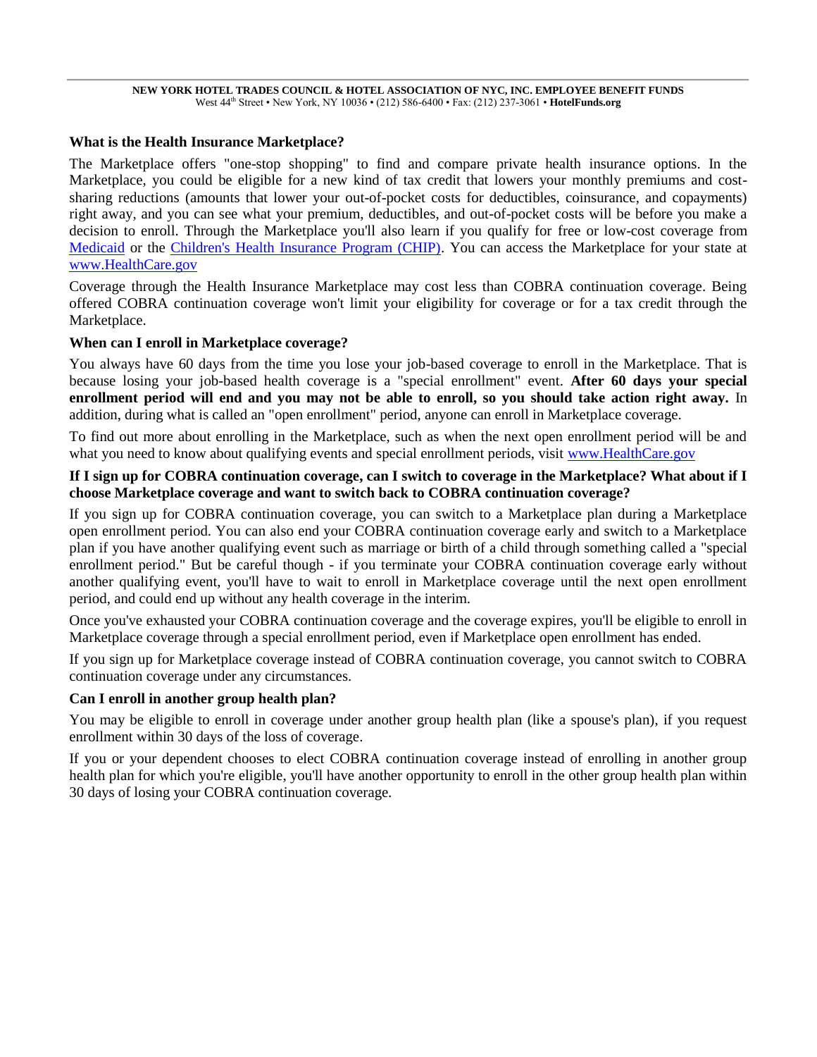### What is the Health Insurance Marketplace?

The Marketplace offers "one-stop shopping" to find and compare private health insurance options. In the Marketplace, you could be eligible for a new kind of tax credit that lowers your monthly premiums and cost-sharing reductions (amounts that lower your out-of-pocket costs for deductibles, coinsurance, and copayments) right away, and you can see what your premium, deductibles, and out-of-pocket costs will be before you make a decision to enroll. Through the Marketplace you'll also learn if you qualify for free or low-cost coverage from Medicaid or the Children's Health Insurance Program (CHIP). You can access the Marketplace for your state at www.HealthCare.gov

Coverage through the Health Insurance Marketplace may cost less than COBRA continuation coverage. Being offered COBRA continuation coverage won't limit your eligibility for coverage or for a tax credit through the Marketplace.

### When can I enroll in Marketplace coverage?

You always have 60 days from the time you lose your job-based coverage to enroll in the Marketplace. That is because losing your job-based health coverage is a "special enrollment" event. **After 60 days your special enrollment period will end and you may not be able to enroll, so you should take action right away.** In addition, during what is called an "open enrollment" period, anyone can enroll in Marketplace coverage.

To find out more about enrolling in the Marketplace, such as when the next open enrollment period will be and what you need to know about qualifying events and special enrollment periods, visit www.HealthCare.gov

### If I sign up for COBRA continuation coverage, can I switch to coverage in the Marketplace? What about if I choose Marketplace coverage and want to switch back to COBRA continuation coverage?

If you sign up for COBRA continuation coverage, you can switch to a Marketplace plan during a Marketplace open enrollment period. You can also end your COBRA continuation coverage early and switch to a Marketplace plan if you have another qualifying event such as marriage or birth of a child through something called a "special enrollment period." But be careful though - if you terminate your COBRA continuation coverage early without another qualifying event, you'll have to wait to enroll in Marketplace coverage until the next open enrollment period, and could end up without any health coverage in the interim.

Once you've exhausted your COBRA continuation coverage and the coverage expires, you'll be eligible to enroll in Marketplace coverage through a special enrollment period, even if Marketplace open enrollment has ended.

If you sign up for Marketplace coverage instead of COBRA continuation coverage, you cannot switch to COBRA continuation coverage under any circumstances.

### Can I enroll in another group health plan?

You may be eligible to enroll in coverage under another group health plan (like a spouse's plan), if you request enrollment within 30 days of the loss of coverage.

If you or your dependent chooses to elect COBRA continuation coverage instead of enrolling in another group health plan for which you're eligible, you'll have another opportunity to enroll in the other group health plan within 30 days of losing your COBRA continuation coverage.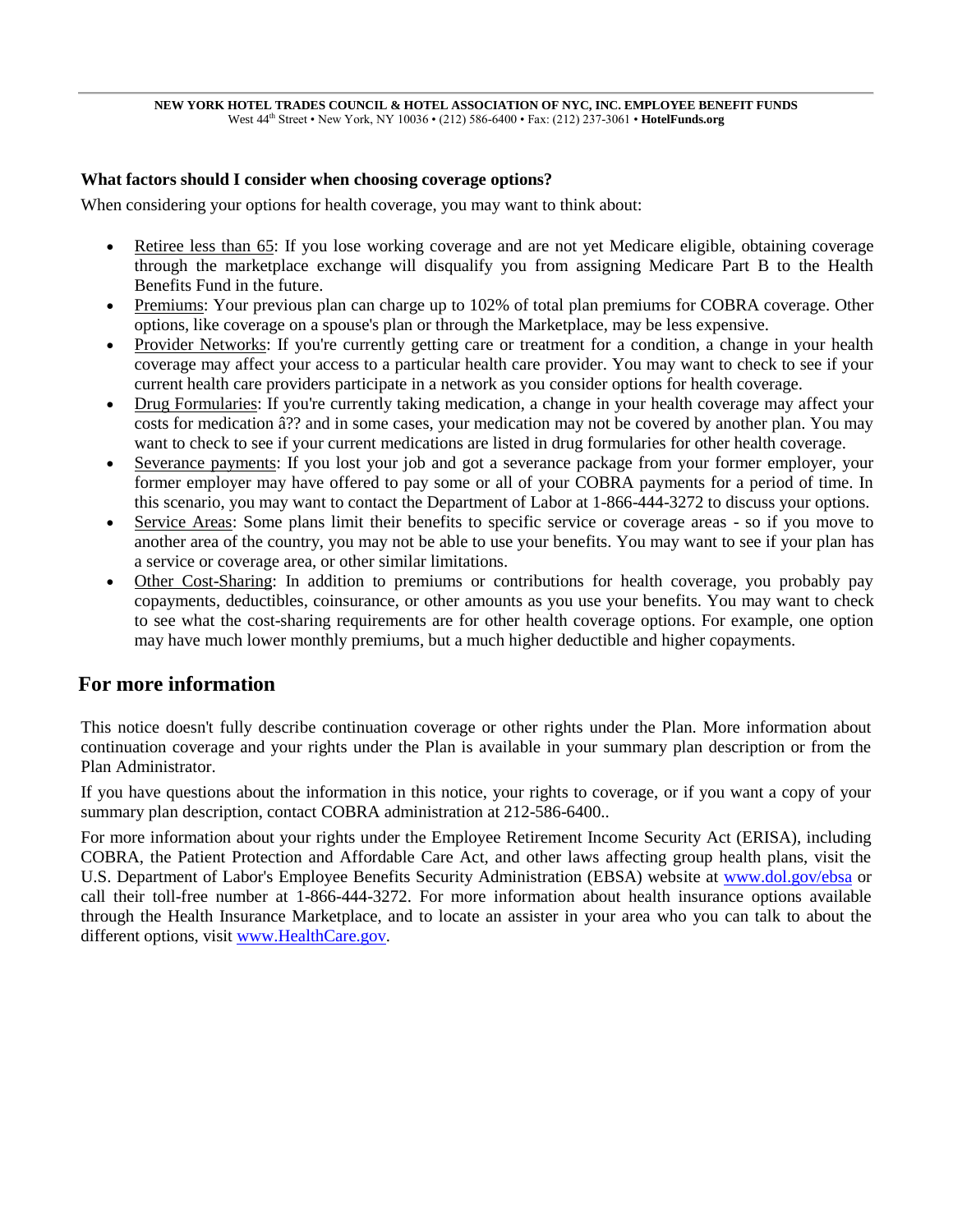### What factors should I consider when choosing coverage options?

When considering your options for health coverage, you may want to think about:

- Retiree less than 65: If you lose working coverage and are not yet Medicare eligible, obtaining coverage through the marketplace exchange will disqualify you from assigning Medicare Part B to the Health Benefits Fund in the future.
- Premiums: Your previous plan can charge up to 102% of total plan premiums for COBRA coverage. Other options, like coverage on a spouse's plan or through the Marketplace, may be less expensive.
- Provider Networks: If you're currently getting care or treatment for a condition, a change in your health coverage may affect your access to a particular health care provider. You may want to check to see if your current health care providers participate in a network as you consider options for health coverage.
- Drug Formularies: If you're currently taking medication, a change in your health coverage may affect your costs for medication â?? and in some cases, your medication may not be covered by another plan. You may want to check to see if your current medications are listed in drug formularies for other health coverage.
- Severance payments: If you lost your job and got a severance package from your former employer, your former employer may have offered to pay some or all of your COBRA payments for a period of time. In this scenario, you may want to contact the Department of Labor at 1-866-444-3272 to discuss your options.
- Service Areas: Some plans limit their benefits to specific service or coverage areas - so if you move to another area of the country, you may not be able to use your benefits. You may want to see if your plan has a service or coverage area, or other similar limitations.
- Other Cost-Sharing: In addition to premiums or contributions for health coverage, you probably pay copayments, deductibles, coinsurance, or other amounts as you use your benefits. You may want to check to see what the cost-sharing requirements are for other health coverage options. For example, one option may have much lower monthly premiums, but a much higher deductible and higher copayments.

## For more information

This notice doesn't fully describe continuation coverage or other rights under the Plan. More information about continuation coverage and your rights under the Plan is available in your summary plan description or from the Plan Administrator.

If you have questions about the information in this notice, your rights to coverage, or if you want a copy of your summary plan description, contact COBRA administration at 212-586-6400..

For more information about your rights under the Employee Retirement Income Security Act (ERISA), including COBRA, the Patient Protection and Affordable Care Act, and other laws affecting group health plans, visit the U.S. Department of Labor's Employee Benefits Security Administration (EBSA) website at www.dol.gov/ebsa or call their toll-free number at 1-866-444-3272. For more information about health insurance options available through the Health Insurance Marketplace, and to locate an assister in your area who you can talk to about the different options, visit www.HealthCare.gov.